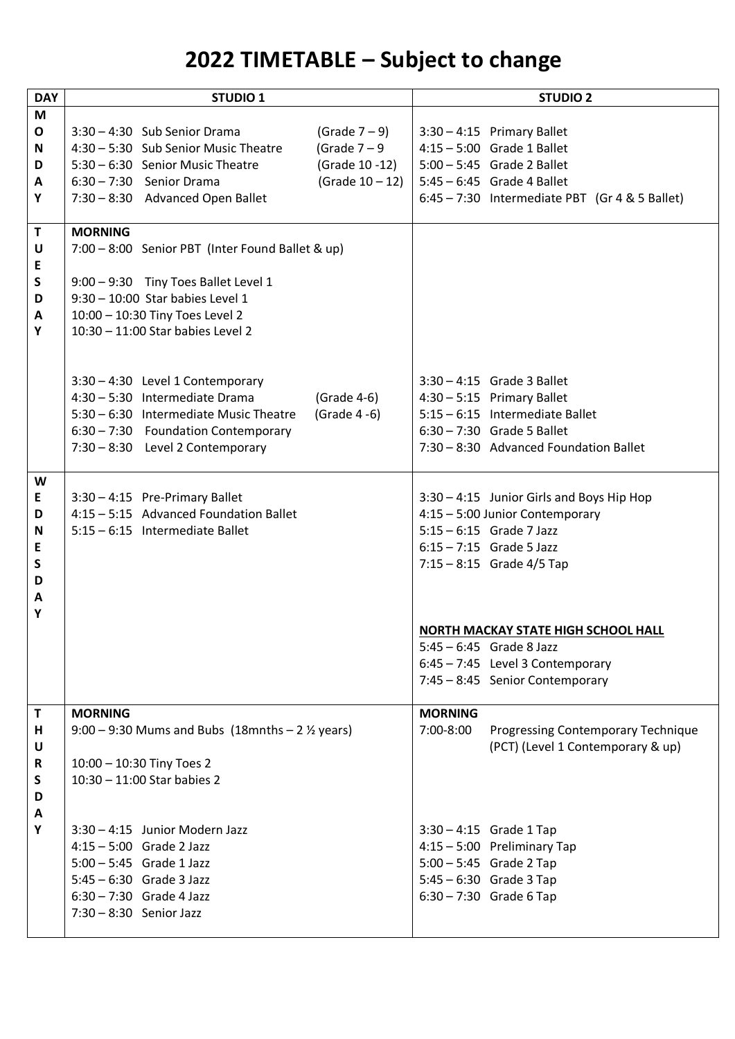# 2022 TIMETABLE – Subject to change

| DAY | STUDIO 1 | STUDIO 2 |
|---|---|---|
| MONDAY | 3:30 – 4:30 Sub Senior Drama (Grade 7 – 9)<br>4:30 – 5:30 Sub Senior Music Theatre (Grade 7 – 9<br>5:30 – 6:30 Senior Music Theatre (Grade 10 -12)<br>6:30 – 7:30 Senior Drama (Grade 10 – 12)<br>7:30 – 8:30 Advanced Open Ballet | 3:30 – 4:15 Primary Ballet<br>4:15 – 5:00 Grade 1 Ballet<br>5:00 – 5:45 Grade 2 Ballet<br>5:45 – 6:45 Grade 4 Ballet<br>6:45 – 7:30 Intermediate PBT (Gr 4 & 5 Ballet) |
| TUESDAY | **MORNING**<br>7:00 – 8:00 Senior PBT (Inter Found Ballet & up)<br><br>9:00 – 9:30 Tiny Toes Ballet Level 1<br>9:30 – 10:00 Star babies Level 1<br>10:00 – 10:30 Tiny Toes Level 2<br>10:30 – 11:00 Star babies Level 2<br><br>3:30 – 4:30 Level 1 Contemporary<br>4:30 – 5:30 Intermediate Drama (Grade 4-6)<br>5:30 – 6:30 Intermediate Music Theatre (Grade 4 -6)<br>6:30 – 7:30 Foundation Contemporary<br>7:30 – 8:30 Level 2 Contemporary | 3:30 – 4:15 Grade 3 Ballet<br>4:30 – 5:15 Primary Ballet<br>5:15 – 6:15 Intermediate Ballet<br>6:30 – 7:30 Grade 5 Ballet<br>7:30 – 8:30 Advanced Foundation Ballet |
| WEDNESDAY | 3:30 – 4:15 Pre-Primary Ballet<br>4:15 – 5:15 Advanced Foundation Ballet<br>5:15 – 6:15 Intermediate Ballet | 3:30 – 4:15 Junior Girls and Boys Hip Hop<br>4:15 – 5:00 Junior Contemporary<br>5:15 – 6:15 Grade 7 Jazz<br>6:15 – 7:15 Grade 5 Jazz<br>7:15 – 8:15 Grade 4/5 Tap<br><br>**NORTH MACKAY STATE HIGH SCHOOL HALL**<br>5:45 – 6:45 Grade 8 Jazz<br>6:45 – 7:45 Level 3 Contemporary<br>7:45 – 8:45 Senior Contemporary |
| THURSDAY | **MORNING**<br>9:00 – 9:30 Mums and Bubs (18mnths – 2 ½ years)<br><br>10:00 – 10:30 Tiny Toes 2<br>10:30 – 11:00 Star babies 2<br><br>3:30 – 4:15 Junior Modern Jazz<br>4:15 – 5:00 Grade 2 Jazz<br>5:00 – 5:45 Grade 1 Jazz<br>5:45 – 6:30 Grade 3 Jazz<br>6:30 – 7:30 Grade 4 Jazz<br>7:30 – 8:30 Senior Jazz | **MORNING**<br>7:00-8:00 Progressing Contemporary Technique (PCT) (Level 1 Contemporary & up)<br><br>3:30 – 4:15 Grade 1 Tap<br>4:15 – 5:00 Preliminary Tap<br>5:00 – 5:45 Grade 2 Tap<br>5:45 – 6:30 Grade 3 Tap<br>6:30 – 7:30 Grade 6 Tap |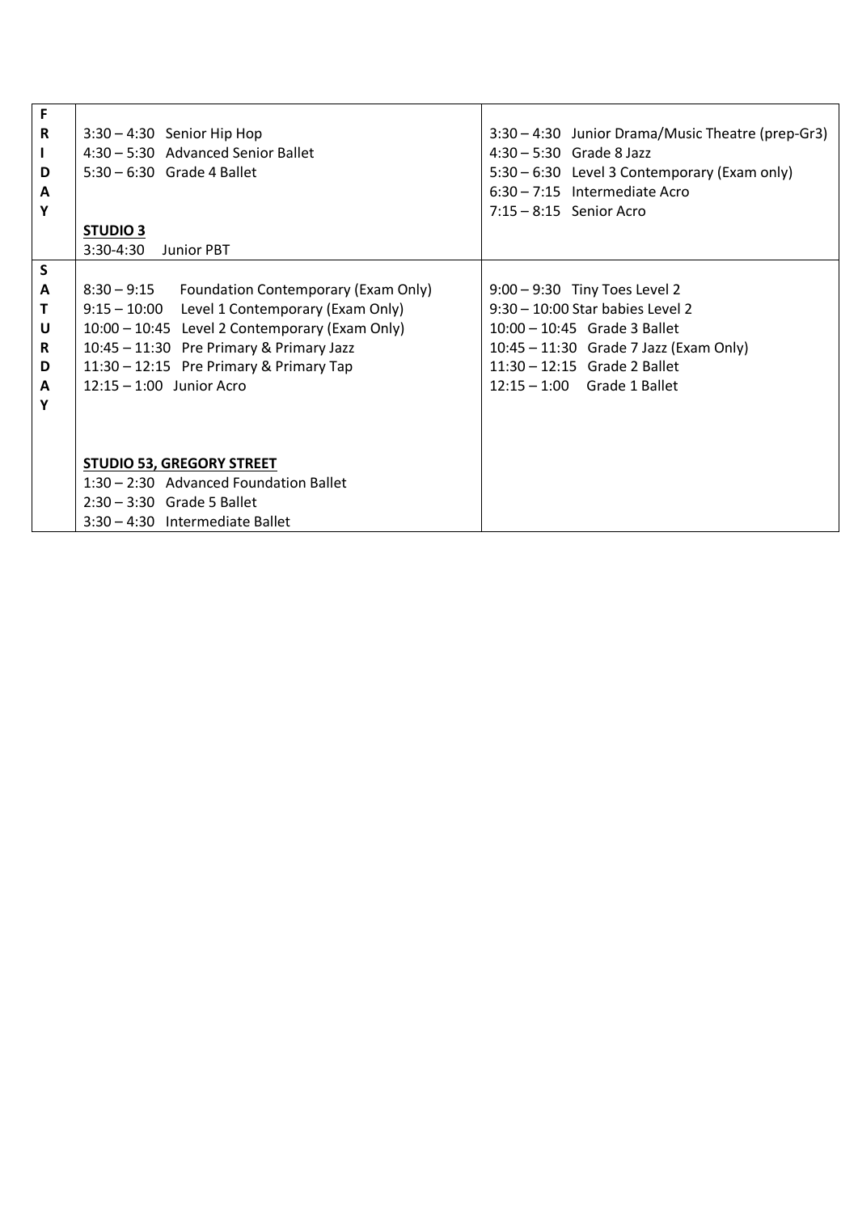| | | |
|---|---|---|
| FRIDAY | 3:30 – 4:30 Senior Hip Hop<br>4:30 – 5:30 Advanced Senior Ballet<br>5:30 – 6:30 Grade 4 Ballet<br><br>**STUDIO 3**<br>3:30-4:30 Junior PBT | 3:30 – 4:30 Junior Drama/Music Theatre (prep-Gr3)<br>4:30 – 5:30 Grade 8 Jazz<br>5:30 – 6:30 Level 3 Contemporary (Exam only)<br>6:30 – 7:15 Intermediate Acro<br>7:15 – 8:15 Senior Acro |
| SATURDAY | 8:30 – 9:15 Foundation Contemporary (Exam Only)<br>9:15 – 10:00 Level 1 Contemporary (Exam Only)<br>10:00 – 10:45 Level 2 Contemporary (Exam Only)<br>10:45 – 11:30 Pre Primary & Primary Jazz<br>11:30 – 12:15 Pre Primary & Primary Tap<br>12:15 – 1:00 Junior Acro<br><br>**STUDIO 53, GREGORY STREET**<br>1:30 – 2:30 Advanced Foundation Ballet<br>2:30 – 3:30 Grade 5 Ballet<br>3:30 – 4:30 Intermediate Ballet | 9:00 – 9:30 Tiny Toes Level 2<br>9:30 – 10:00 Star babies Level 2<br>10:00 – 10:45 Grade 3 Ballet<br>10:45 – 11:30 Grade 7 Jazz (Exam Only)<br>11:30 – 12:15 Grade 2 Ballet<br>12:15 – 1:00 Grade 1 Ballet |